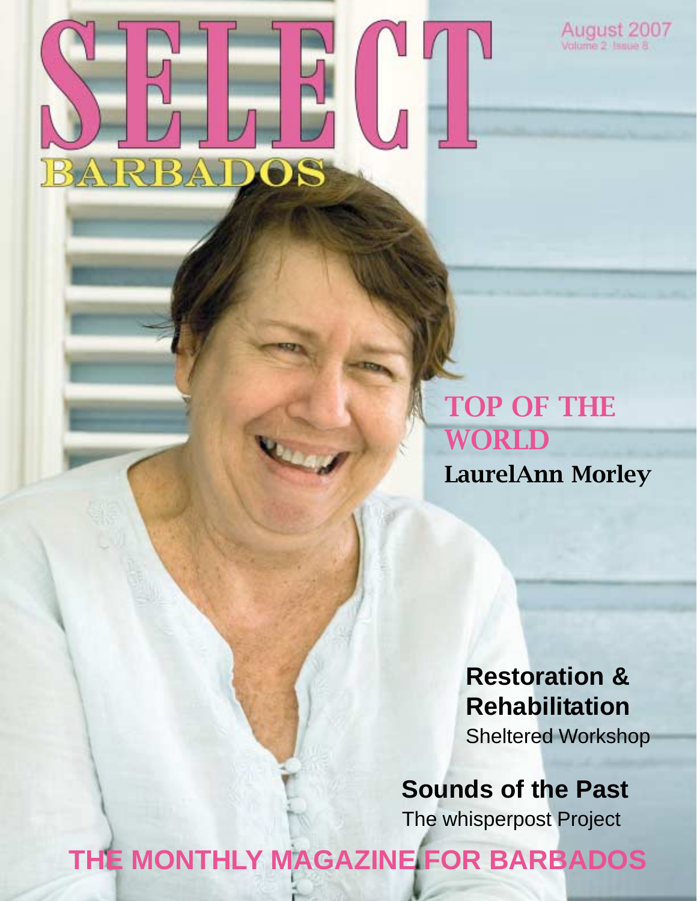# SELECT BARBADOS

August 2007
Volume 2 Issue 8

## TOP OF THE WORLD
**LaurelAnn Morley**

## Restoration & Rehabilitation
Sheltered Workshop

## Sounds of the Past
The whisperpost Project

**THE MONTHLY MAGAZINE FOR BARBADOS**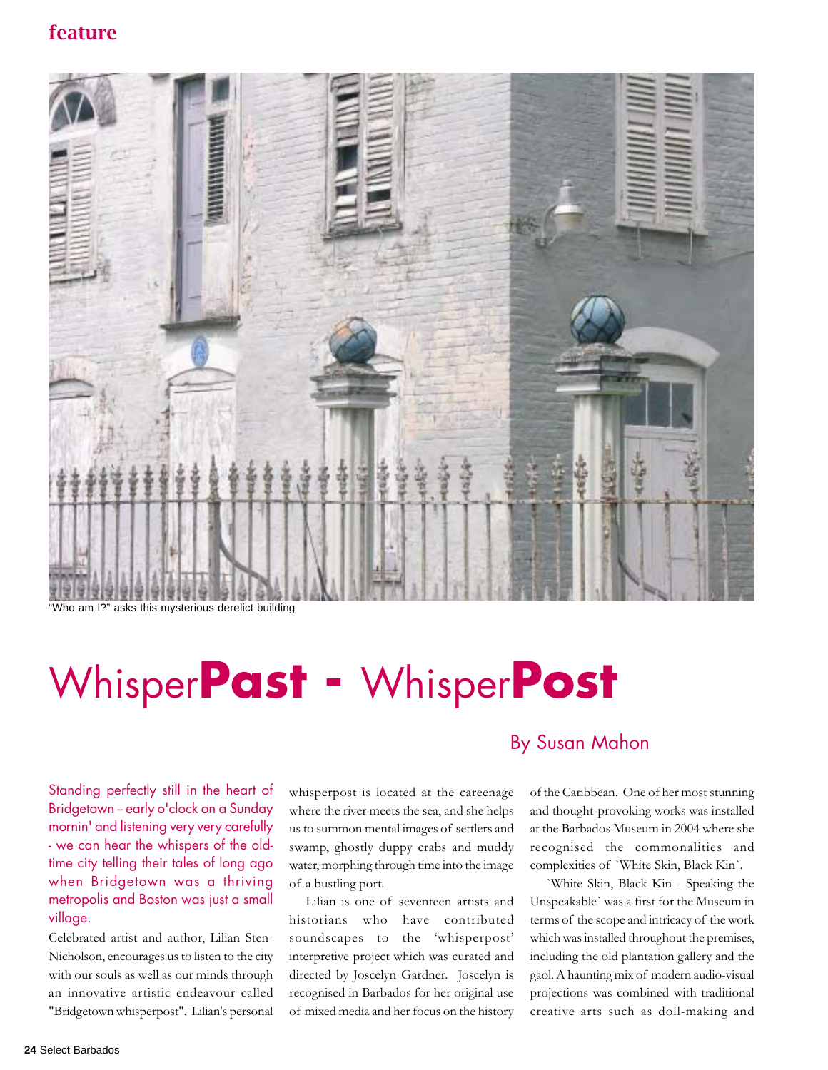"Who am I?" asks this mysterious derelict building

# Whisper**Past** - Whisper**Post**

## By Susan Mahon

Standing perfectly still in the heart of Bridgetown – early o'clock on a Sunday mornin' and listening very very carefully - we can hear the whispers of the old-time city telling their tales of long ago when Bridgetown was a thriving metropolis and Boston was just a small village.

Celebrated artist and author, Lilian Sten-Nicholson, encourages us to listen to the city with our souls as well as our minds through an innovative artistic endeavour called "Bridgetown whisperpost". Lilian's personal whisperpost is located at the careenage where the river meets the sea, and she helps us to summon mental images of settlers and swamp, ghostly duppy crabs and muddy water, morphing through time into the image of a bustling port.

Lilian is one of seventeen artists and historians who have contributed soundscapes to the 'whisperpost' interpretive project which was curated and directed by Joscelyn Gardner. Joscelyn is recognised in Barbados for her original use of mixed media and her focus on the history of the Caribbean. One of her most stunning and thought-provoking works was installed at the Barbados Museum in 2004 where she recognised the commonalities and complexities of `White Skin, Black Kin`.

`White Skin, Black Kin - Speaking the Unspeakable` was a first for the Museum in terms of the scope and intricacy of the work which was installed throughout the premises, including the old plantation gallery and the gaol. A haunting mix of modern audio-visual projections was combined with traditional creative arts such as doll-making and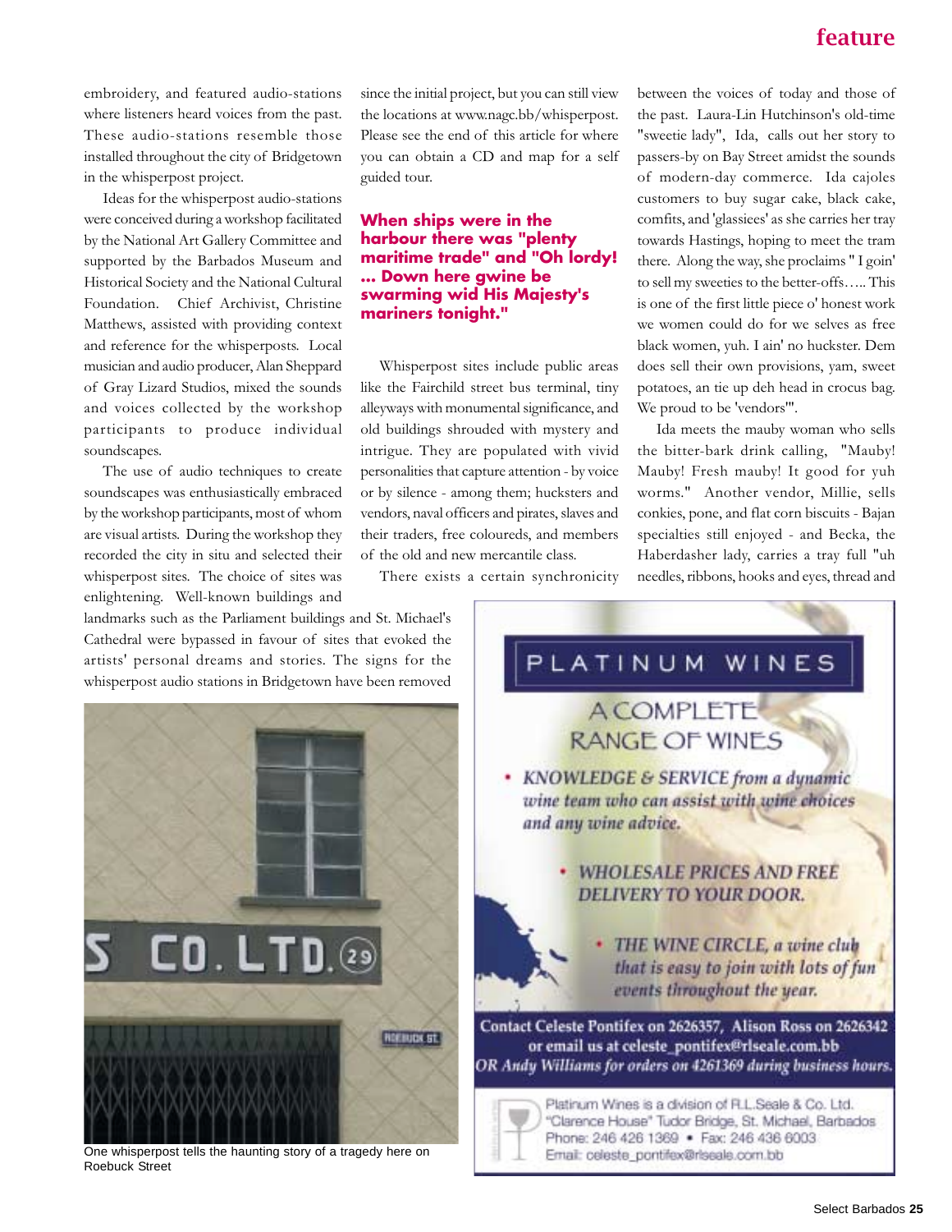embroidery, and featured audio-stations where listeners heard voices from the past. These audio-stations resemble those installed throughout the city of Bridgetown in the whisperpost project.

Ideas for the whisperpost audio-stations were conceived during a workshop facilitated by the National Art Gallery Committee and supported by the Barbados Museum and Historical Society and the National Cultural Foundation. Chief Archivist, Christine Matthews, assisted with providing context and reference for the whisperposts. Local musician and audio producer, Alan Sheppard of Gray Lizard Studios, mixed the sounds and voices collected by the workshop participants to produce individual soundscapes.

The use of audio techniques to create soundscapes was enthusiastically embraced by the workshop participants, most of whom are visual artists. During the workshop they recorded the city in situ and selected their whisperpost sites. The choice of sites was enlightening. Well-known buildings and landmarks such as the Parliament buildings and St. Michael's Cathedral were bypassed in favour of sites that evoked the artists' personal dreams and stories. The signs for the whisperpost audio stations in Bridgetown have been removed since the initial project, but you can still view the locations at www.nagc.bb/whisperpost. Please see the end of this article for where you can obtain a CD and map for a self guided tour.

**When ships were in the harbour there was "plenty maritime trade" and "Oh lordy! ... Down here gwine be swarming wid His Majesty's mariners tonight."**

Whisperpost sites include public areas like the Fairchild street bus terminal, tiny alleyways with monumental significance, and old buildings shrouded with mystery and intrigue. They are populated with vivid personalities that capture attention - by voice or by silence - among them; hucksters and vendors, naval officers and pirates, slaves and their traders, free coloureds, and members of the old and new mercantile class.

There exists a certain synchronicity between the voices of today and those of the past. Laura-Lin Hutchinson's old-time "sweetie lady", Ida, calls out her story to passers-by on Bay Street amidst the sounds of modern-day commerce. Ida cajoles customers to buy sugar cake, black cake, comfits, and 'glassiees' as she carries her tray towards Hastings, hoping to meet the tram there. Along the way, she proclaims " I goin' to sell my sweeties to the better-offs….. This is one of the first little piece o' honest work we women could do for we selves as free black women, yuh. I ain' no huckster. Dem does sell their own provisions, yam, sweet potatoes, an tie up deh head in crocus bag. We proud to be 'vendors'".

Ida meets the mauby woman who sells the bitter-bark drink calling, "Mauby! Mauby! Fresh mauby! It good for yuh worms." Another vendor, Millie, sells conkies, pone, and flat corn biscuits - Bajan specialties still enjoyed - and Becka, the Haberdasher lady, carries a tray full "uh needles, ribbons, hooks and eyes, thread and

One whisperpost tells the haunting story of a tragedy here on Roebuck Street

PLATINUM WINES

A COMPLETE RANGE OF WINES

- *KNOWLEDGE & SERVICE from a dynamic wine team who can assist with wine choices and any wine advice.*
- *WHOLESALE PRICES AND FREE DELIVERY TO YOUR DOOR.*
- *THE WINE CIRCLE, a wine club that is easy to join with lots of fun events throughout the year.*

Contact Celeste Pontifex on 2626357, Alison Ross on 2626342 or email us at celeste_pontifex@rlseale.com.bb OR Andy Williams for orders on 4261369 during business hours.

Platinum Wines is a division of R.L.Seale & Co. Ltd. "Clarence House" Tudor Bridge, St. Michael, Barbados Phone: 246 426 1369 • Fax: 246 436 6003 Email: celeste_pontifex@rlseale.com.bb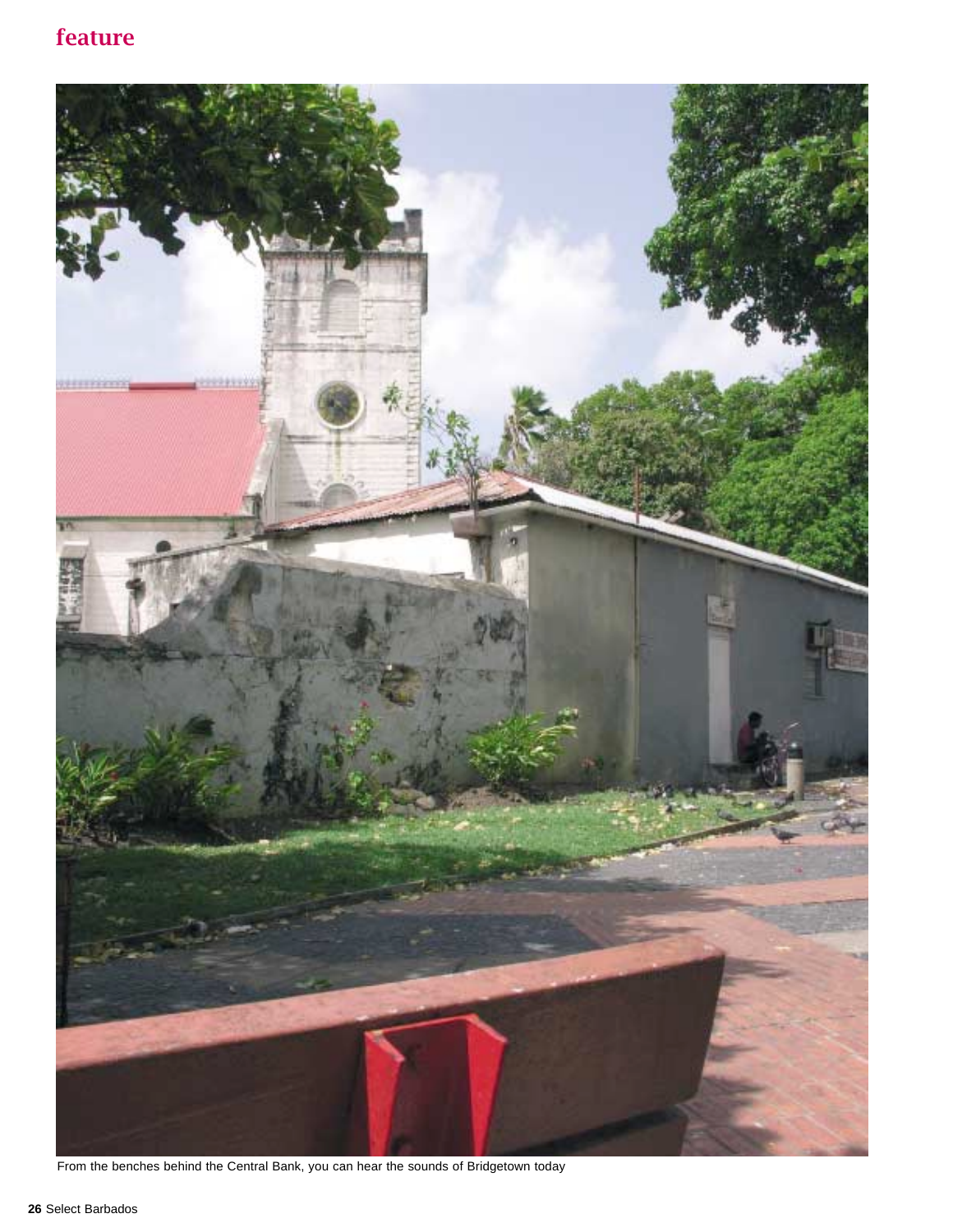From the benches behind the Central Bank, you can hear the sounds of Bridgetown today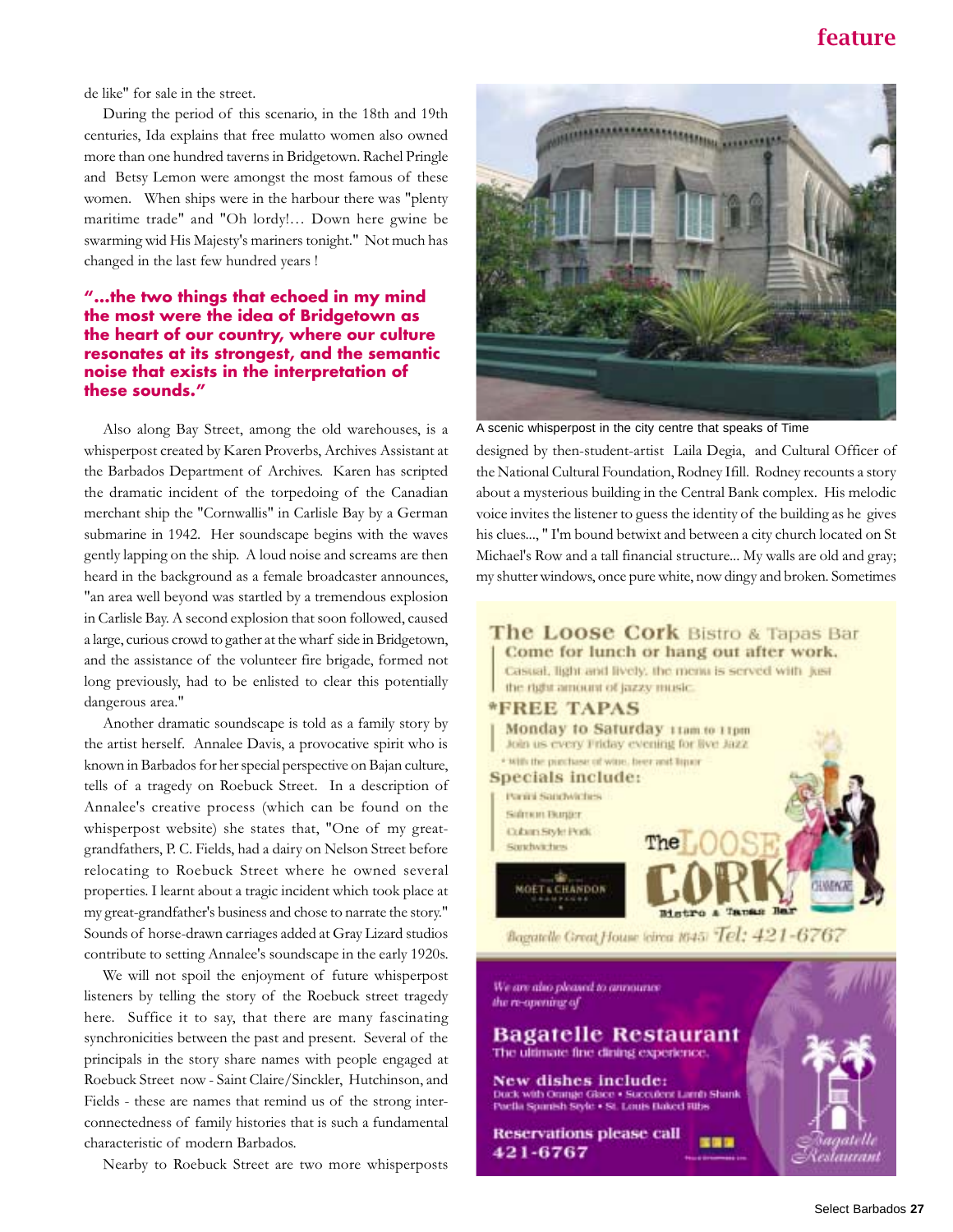de like" for sale in the street.

During the period of this scenario, in the 18th and 19th centuries, Ida explains that free mulatto women also owned more than one hundred taverns in Bridgetown. Rachel Pringle and Betsy Lemon were amongst the most famous of these women. When ships were in the harbour there was "plenty maritime trade" and "Oh lordy!… Down here gwine be swarming wid His Majesty's mariners tonight." Not much has changed in the last few hundred years !

**"...the two things that echoed in my mind the most were the idea of Bridgetown as the heart of our country, where our culture resonates at its strongest, and the semantic noise that exists in the interpretation of these sounds."**

Also along Bay Street, among the old warehouses, is a whisperpost created by Karen Proverbs, Archives Assistant at the Barbados Department of Archives. Karen has scripted the dramatic incident of the torpedoing of the Canadian merchant ship the "Cornwallis" in Carlisle Bay by a German submarine in 1942. Her soundscape begins with the waves gently lapping on the ship. A loud noise and screams are then heard in the background as a female broadcaster announces, "an area well beyond was startled by a tremendous explosion in Carlisle Bay. A second explosion that soon followed, caused a large, curious crowd to gather at the wharf side in Bridgetown, and the assistance of the volunteer fire brigade, formed not long previously, had to be enlisted to clear this potentially dangerous area."

Another dramatic soundscape is told as a family story by the artist herself. Annalee Davis, a provocative spirit who is known in Barbados for her special perspective on Bajan culture, tells of a tragedy on Roebuck Street. In a description of Annalee's creative process (which can be found on the whisperpost website) she states that, "One of my great-grandfathers, P. C. Fields, had a dairy on Nelson Street before relocating to Roebuck Street where he owned several properties. I learnt about a tragic incident which took place at my great-grandfather's business and chose to narrate the story." Sounds of horse-drawn carriages added at Gray Lizard studios contribute to setting Annalee's soundscape in the early 1920s.

We will not spoil the enjoyment of future whisperpost listeners by telling the story of the Roebuck street tragedy here. Suffice it to say, that there are many fascinating synchronicities between the past and present. Several of the principals in the story share names with people engaged at Roebuck Street now - Saint Claire/Sinckler, Hutchinson, and Fields - these are names that remind us of the strong inter-connectedness of family histories that is such a fundamental characteristic of modern Barbados.

Nearby to Roebuck Street are two more whisperposts designed by then-student-artist Laila Degia, and Cultural Officer of the National Cultural Foundation, Rodney Ifill. Rodney recounts a story about a mysterious building in the Central Bank complex. His melodic voice invites the listener to guess the identity of the building as he gives his clues..., " I'm bound betwixt and between a city church located on St Michael's Row and a tall financial structure... My walls are old and gray; my shutter windows, once pure white, now dingy and broken. Sometimes

A scenic whisperpost in the city centre that speaks of Time

**The Loose Cork** Bistro & Tapas Bar
**Come for lunch or hang out after work.**
Casual, light and lively, the menu is served with just the right amount of jazzy music.

**\*FREE TAPAS**
**Monday to Saturday** 11am to 11pm
Join us every Friday evening for live Jazz
\* With the purchase of wine, beer and liquor

**Specials include:**
Panini Sandwiches
Salmon Burger
Cuban Style Pork Sandwiches

Moët & Chandon Champagne

The Loose Cork Bistro & Tapas Bar
Bagatelle Great House (circa 1645) Tel: 421-6767

*We are also pleased to announce the re-opening of*

**Bagatelle Restaurant**
The ultimate fine dining experience.

**New dishes include:**
Duck with Orange Glace • Succulent Lamb Shank
Paella Spanish Style • St. Louis Baked Ribs

**Reservations please call 421-6767**

Bagatelle Restaurant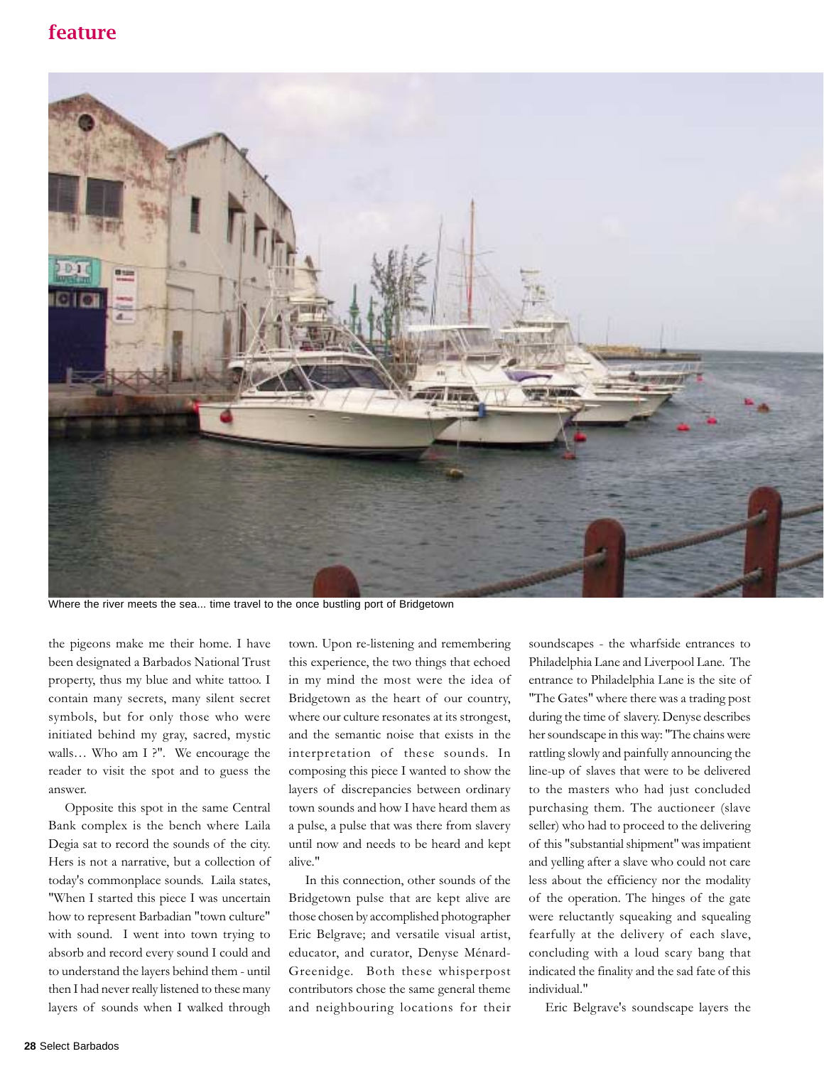Where the river meets the sea... time travel to the once bustling port of Bridgetown

the pigeons make me their home. I have been designated a Barbados National Trust property, thus my blue and white tattoo. I contain many secrets, many silent secret symbols, but for only those who were initiated behind my gray, sacred, mystic walls… Who am I ?". We encourage the reader to visit the spot and to guess the answer.

Opposite this spot in the same Central Bank complex is the bench where Laila Degia sat to record the sounds of the city. Hers is not a narrative, but a collection of today's commonplace sounds. Laila states, "When I started this piece I was uncertain how to represent Barbadian "town culture" with sound. I went into town trying to absorb and record every sound I could and to understand the layers behind them - until then I had never really listened to these many layers of sounds when I walked through town. Upon re-listening and remembering this experience, the two things that echoed in my mind the most were the idea of Bridgetown as the heart of our country, where our culture resonates at its strongest, and the semantic noise that exists in the interpretation of these sounds. In composing this piece I wanted to show the layers of discrepancies between ordinary town sounds and how I have heard them as a pulse, a pulse that was there from slavery until now and needs to be heard and kept alive."

In this connection, other sounds of the Bridgetown pulse that are kept alive are those chosen by accomplished photographer Eric Belgrave; and versatile visual artist, educator, and curator, Denyse Ménard-Greenidge. Both these whisperpost contributors chose the same general theme and neighbouring locations for their soundscapes - the wharfside entrances to Philadelphia Lane and Liverpool Lane. The entrance to Philadelphia Lane is the site of "The Gates" where there was a trading post during the time of slavery. Denyse describes her soundscape in this way: "The chains were rattling slowly and painfully announcing the line-up of slaves that were to be delivered to the masters who had just concluded purchasing them. The auctioneer (slave seller) who had to proceed to the delivering of this "substantial shipment" was impatient and yelling after a slave who could not care less about the efficiency nor the modality of the operation. The hinges of the gate were reluctantly squeaking and squealing fearfully at the delivery of each slave, concluding with a loud scary bang that indicated the finality and the sad fate of this individual."

Eric Belgrave's soundscape layers the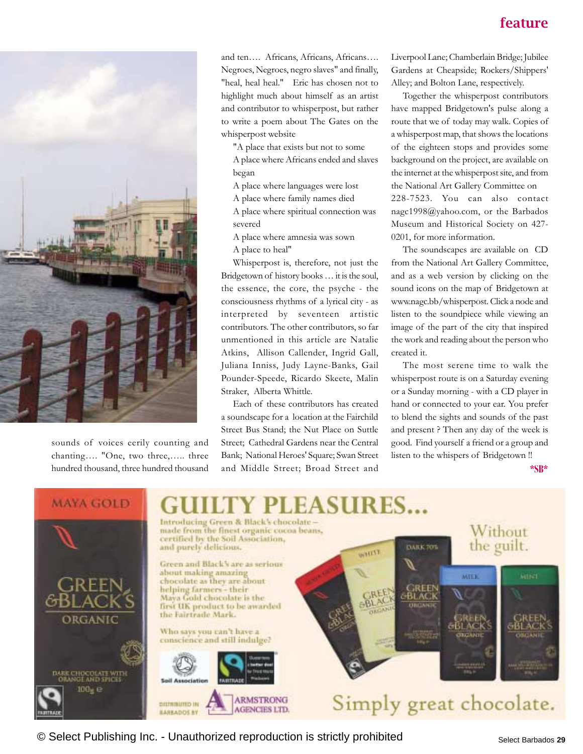sounds of voices eerily counting and chanting…. "One, two three,….. three hundred thousand, three hundred thousand and ten…. Africans, Africans, Africans…. Negroes, Negroes, negro slaves" and finally, "heal, heal heal." Eric has chosen not to highlight much about himself as an artist and contributor to whisperpost, but rather to write a poem about The Gates on the whisperpost website

"A place that exists but not to some
A place where Africans ended and slaves began
A place where languages were lost
A place where family names died
A place where spiritual connection was severed
A place where amnesia was sown
A place to heal"

Whisperpost is, therefore, not just the Bridgetown of history books … it is the soul, the essence, the core, the psyche - the consciousness rhythms of a lyrical city - as interpreted by seventeen artistic contributors. The other contributors, so far unmentioned in this article are Natalie Atkins, Allison Callender, Ingrid Gall, Juliana Inniss, Judy Layne-Banks, Gail Pounder-Speede, Ricardo Skeete, Malin Straker, Alberta Whittle.

Each of these contributors has created a soundscape for a location at the Fairchild Street Bus Stand; the Nut Place on Suttle Street; Cathedral Gardens near the Central Bank; National Heroes' Square; Swan Street and Middle Street; Broad Street and Liverpool Lane; Chamberlain Bridge; Jubilee Gardens at Cheapside; Rockers/Shippers' Alley; and Bolton Lane, respectively.

Together the whisperpost contributors have mapped Bridgetown's pulse along a route that we of today may walk. Copies of a whisperpost map, that shows the locations of the eighteen stops and provides some background on the project, are available on the internet at the whisperpost site, and from the National Art Gallery Committee on 228-7523. You can also contact nagc1998@yahoo.com, or the Barbados Museum and Historical Society on 427-0201, for more information.

The soundscapes are available on CD from the National Art Gallery Committee, and as a web version by clicking on the sound icons on the map of Bridgetown at www.nagc.bb/whisperpost. Click a node and listen to the soundpiece while viewing an image of the part of the city that inspired the work and reading about the person who created it.

The most serene time to walk the whisperpost route is on a Saturday evening or a Sunday morning - with a CD player in hand or connected to your ear. You prefer to blend the sights and sounds of the past and present ? Then any day of the week is good. Find yourself a friend or a group and listen to the whispers of Bridgetown !!

*SB*

# GUILTY PLEASURES...

Introducing Green & Black's chocolate – made from the finest organic cocoa beans, certified by the Soil Association, and purely delicious.

Green and Black's are as serious about making amazing chocolate as they are about helping farmers - their Maya Gold chocolate is the first UK product to be awarded the Fairtrade Mark.

Who says you can't have a conscience and still indulge?

Without the guilt.

Distributed in Barbados by Armstrong Agencies Ltd.

Simply great chocolate.

© Select Publishing Inc. - Unauthorized reproduction is strictly prohibited